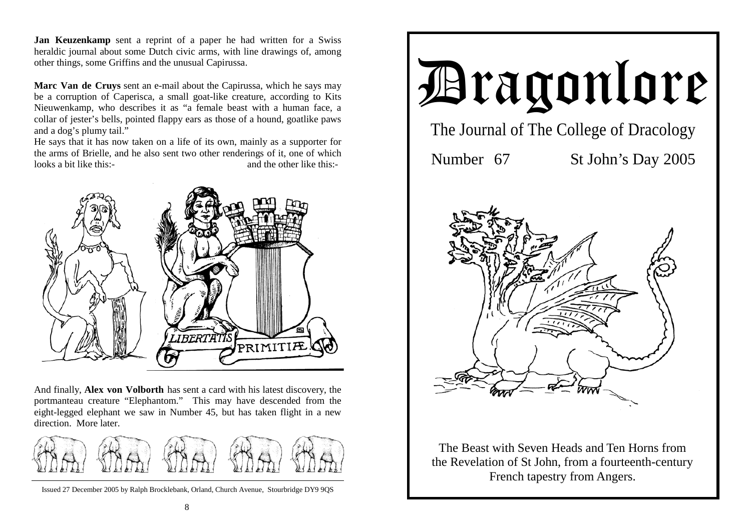**Jan Keuzenkamp** sent a reprint of a paper he had written for a Swiss heraldic journal about some Dutch civic arms, with line drawings of, among other things, some Griffins and the unusual Capirussa.

**Marc Van de Cruys** sent an e-mail about the Capirussa, which he says may be a corruption of Caperisca, a small goat-like creature, according to Kits Nieuwenkamp, who describes it as "a female beast with a human face, a collar of jester's bells, pointed flappy ears as those of a hound, goatlike paws and a dog's plumy tail."

He says that it has now taken on a life of its own, mainly as a supporter for the arms of Brielle, and he also sent two other renderings of it, one of which looks a bit like this:- and the other like this:-

LIBERTATIS PRIMITIÆ

And finally, **Alex von Volborth** has sent a card with his latest discovery, the portmanteau creature "Elephantom." This may have descended from the eight-legged elephant we saw in Number 45, but has taken flight in a new direction. More later.

Issued 27 December 2005 by Ralph Brocklebank, Orland, Church Avenue, Stourbridge DY9 9QS

# Dragonlore

## The Journal of The College of Dracology

Number 67 St John's Day 2005

The Beast with Seven Heads and Ten Horns from the Revelation of St John, from a fourteenth-century French tapestry from Angers.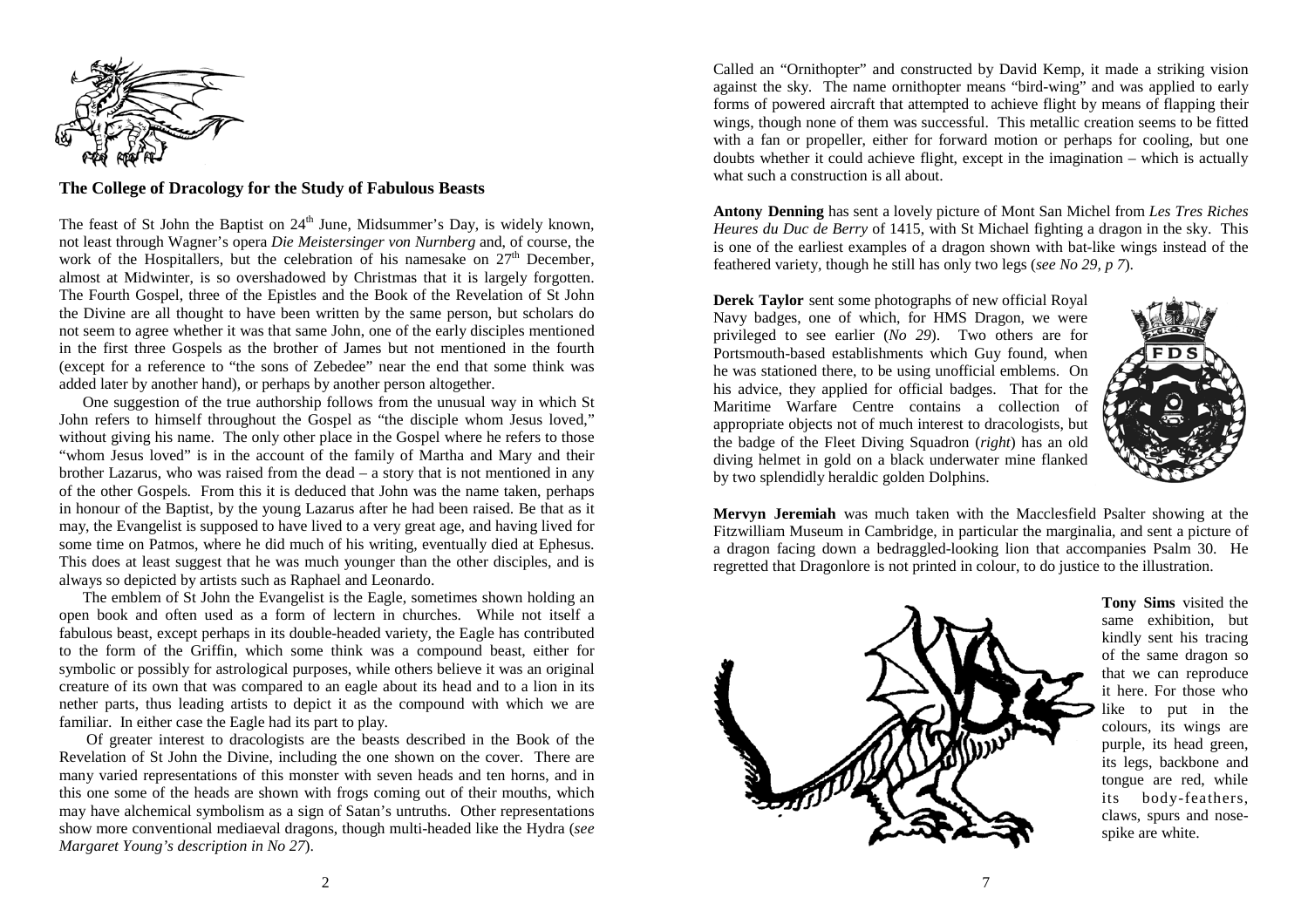## The College of Dracology for the Study of Fabulous Beasts

The feast of St John the Baptist on 24th June, Midsummer's Day, is widely known, not least through Wagner's opera *Die Meistersinger von Nurnberg* and, of course, the work of the Hospitallers, but the celebration of his namesake on 27th December, almost at Midwinter, is so overshadowed by Christmas that it is largely forgotten. The Fourth Gospel, three of the Epistles and the Book of the Revelation of St John the Divine are all thought to have been written by the same person, but scholars do not seem to agree whether it was that same John, one of the early disciples mentioned in the first three Gospels as the brother of James but not mentioned in the fourth (except for a reference to "the sons of Zebedee" near the end that some think was added later by another hand), or perhaps by another person altogether.

One suggestion of the true authorship follows from the unusual way in which St John refers to himself throughout the Gospel as "the disciple whom Jesus loved," without giving his name. The only other place in the Gospel where he refers to those "whom Jesus loved" is in the account of the family of Martha and Mary and their brother Lazarus, who was raised from the dead – a story that is not mentioned in any of the other Gospels. From this it is deduced that John was the name taken, perhaps in honour of the Baptist, by the young Lazarus after he had been raised. Be that as it may, the Evangelist is supposed to have lived to a very great age, and having lived for some time on Patmos, where he did much of his writing, eventually died at Ephesus. This does at least suggest that he was much younger than the other disciples, and is always so depicted by artists such as Raphael and Leonardo.

The emblem of St John the Evangelist is the Eagle, sometimes shown holding an open book and often used as a form of lectern in churches. While not itself a fabulous beast, except perhaps in its double-headed variety, the Eagle has contributed to the form of the Griffin, which some think was a compound beast, either for symbolic or possibly for astrological purposes, while others believe it was an original creature of its own that was compared to an eagle about its head and to a lion in its nether parts, thus leading artists to depict it as the compound with which we are familiar. In either case the Eagle had its part to play.

Of greater interest to dracologists are the beasts described in the Book of the Revelation of St John the Divine, including the one shown on the cover. There are many varied representations of this monster with seven heads and ten horns, and in this one some of the heads are shown with frogs coming out of their mouths, which may have alchemical symbolism as a sign of Satan's untruths. Other representations show more conventional mediaeval dragons, though multi-headed like the Hydra (*see Margaret Young's description in No 27*).

Called an "Ornithopter" and constructed by David Kemp, it made a striking vision against the sky. The name ornithopter means "bird-wing" and was applied to early forms of powered aircraft that attempted to achieve flight by means of flapping their wings, though none of them was successful. This metallic creation seems to be fitted with a fan or propeller, either for forward motion or perhaps for cooling, but one doubts whether it could achieve flight, except in the imagination – which is actually what such a construction is all about.

**Antony Denning** has sent a lovely picture of Mont San Michel from *Les Tres Riches Heures du Duc de Berry* of 1415, with St Michael fighting a dragon in the sky. This is one of the earliest examples of a dragon shown with bat-like wings instead of the feathered variety, though he still has only two legs (*see No 29, p 7*).

**Derek Taylor** sent some photographs of new official Royal Navy badges, one of which, for HMS Dragon, we were privileged to see earlier (*No 29*). Two others are for Portsmouth-based establishments which Guy found, when he was stationed there, to be using unofficial emblems. On his advice, they applied for official badges. That for the Maritime Warfare Centre contains a collection of appropriate objects not of much interest to dracologists, but the badge of the Fleet Diving Squadron (*right*) has an old diving helmet in gold on a black underwater mine flanked by two splendidly heraldic golden Dolphins.

**Mervyn Jeremiah** was much taken with the Macclesfield Psalter showing at the Fitzwilliam Museum in Cambridge, in particular the marginalia, and sent a picture of a dragon facing down a bedraggled-looking lion that accompanies Psalm 30. He regretted that Dragonlore is not printed in colour, to do justice to the illustration.

**Tony Sims** visited the same exhibition, but kindly sent his tracing of the same dragon so that we can reproduce it here. For those who like to put in the colours, its wings are purple, its head green, its legs, backbone and tongue are red, while its body-feathers, claws, spurs and nose-spike are white.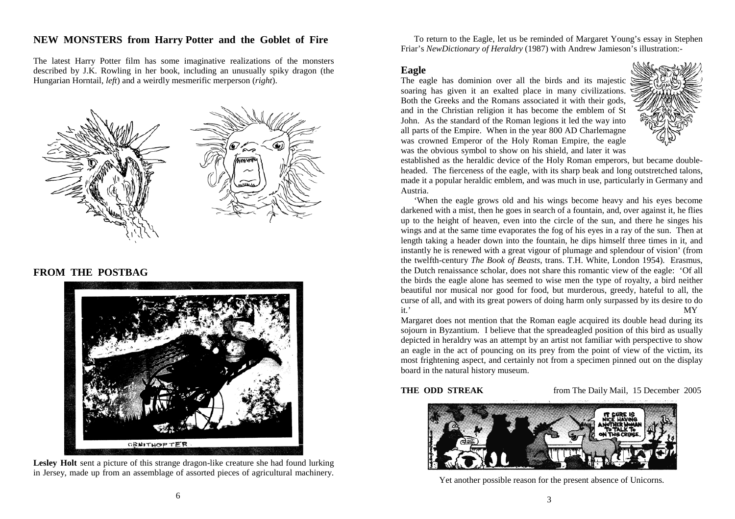## NEW MONSTERS from Harry Potter and the Goblet of Fire

The latest Harry Potter film has some imaginative realizations of the monsters described by J.K. Rowling in her book, including an unusually spiky dragon (the Hungarian Horntail, *left*) and a weirdly mesmerific merperson (*right*).

## FROM THE POSTBAG

ORNITHOPTER.

**Lesley Holt** sent a picture of this strange dragon-like creature she had found lurking in Jersey, made up from an assemblage of assorted pieces of agricultural machinery.

To return to the Eagle, let us be reminded of Margaret Young's essay in Stephen Friar's *NewDictionary of Heraldry* (1987) with Andrew Jamieson's illustration:-

### Eagle

The eagle has dominion over all the birds and its majestic soaring has given it an exalted place in many civilizations. Both the Greeks and the Romans associated it with their gods, and in the Christian religion it has become the emblem of St John. As the standard of the Roman legions it led the way into all parts of the Empire. When in the year 800 AD Charlemagne was crowned Emperor of the Holy Roman Empire, the eagle was the obvious symbol to show on his shield, and later it was established as the heraldic device of the Holy Roman emperors, but became double-headed. The fierceness of the eagle, with its sharp beak and long outstretched talons, made it a popular heraldic emblem, and was much in use, particularly in Germany and Austria.

'When the eagle grows old and his wings become heavy and his eyes become darkened with a mist, then he goes in search of a fountain, and, over against it, he flies up to the height of heaven, even into the circle of the sun, and there he singes his wings and at the same time evaporates the fog of his eyes in a ray of the sun. Then at length taking a header down into the fountain, he dips himself three times in it, and instantly he is renewed with a great vigour of plumage and splendour of vision' (from the twelfth-century *The Book of Beasts*, trans. T.H. White, London 1954). Erasmus, the Dutch renaissance scholar, does not share this romantic view of the eagle: 'Of all the birds the eagle alone has seemed to wise men the type of royalty, a bird neither beautiful nor musical nor good for food, but murderous, greedy, hateful to all, the curse of all, and with its great powers of doing harm only surpassed by its desire to do it.' MY

Margaret does not mention that the Roman eagle acquired its double head during its sojourn in Byzantium. I believe that the spreadeagled position of this bird as usually depicted in heraldry was an attempt by an artist not familiar with perspective to show an eagle in the act of pouncing on its prey from the point of view of the victim, its most frightening aspect, and certainly not from a specimen pinned out on the display board in the natural history museum.

**THE ODD STREAK** from The Daily Mail, 15 December 2005

IT SURE IS NICE HAVING ANOTHER WOMAN TO TALK TO ON THIS CRUISE.

Yet another possible reason for the present absence of Unicorns.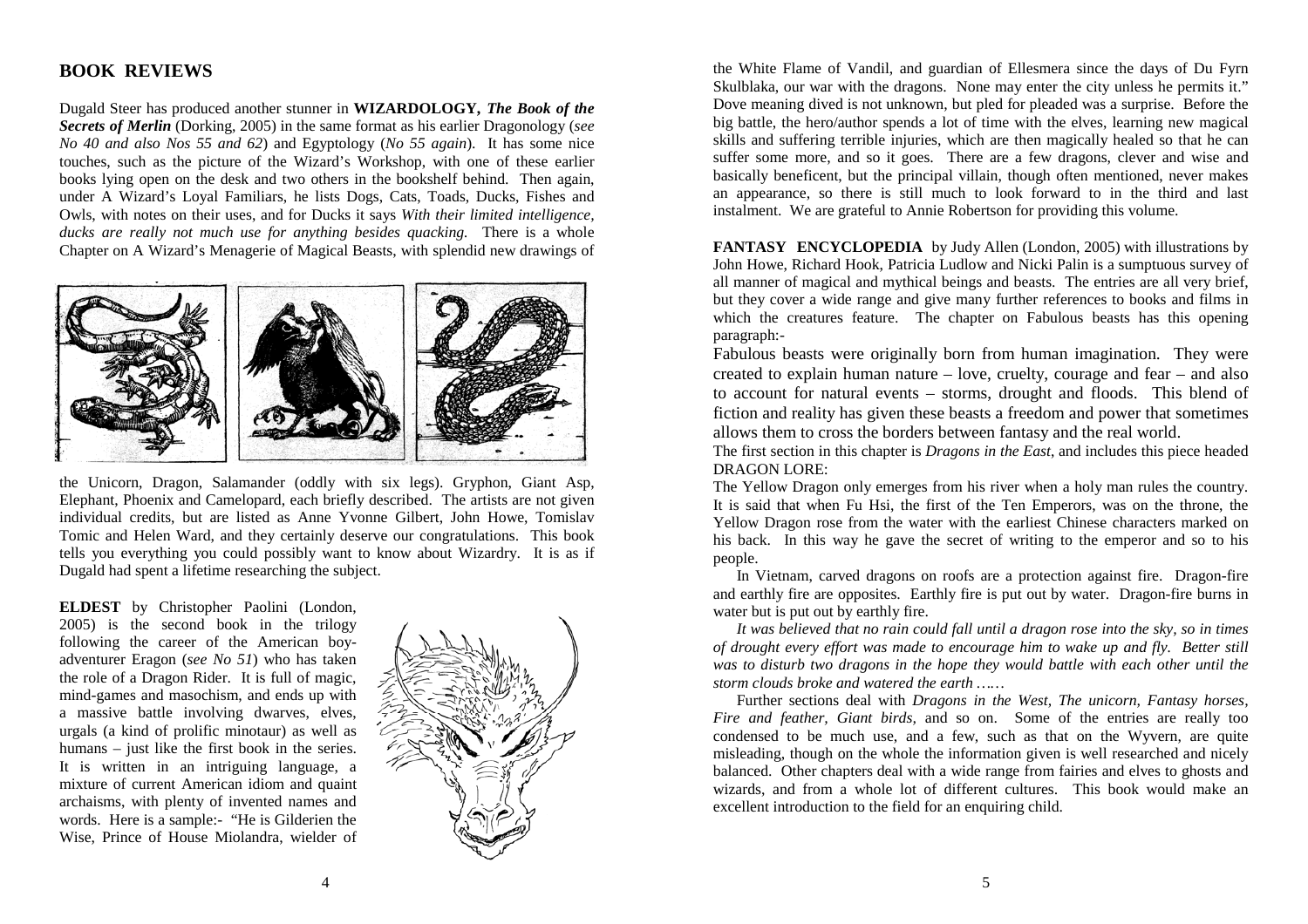## BOOK REVIEWS

Dugald Steer has produced another stunner in **WIZARDOLOGY,** ***The Book of the Secrets of Merlin*** (Dorking, 2005) in the same format as his earlier Dragonology (*see No 40 and also Nos 55 and 62*) and Egyptology (*No 55 again*). It has some nice touches, such as the picture of the Wizard's Workshop, with one of these earlier books lying open on the desk and two others in the bookshelf behind. Then again, under A Wizard's Loyal Familiars, he lists Dogs, Cats, Toads, Ducks, Fishes and Owls, with notes on their uses, and for Ducks it says *With their limited intelligence, ducks are really not much use for anything besides quacking.* There is a whole Chapter on A Wizard's Menagerie of Magical Beasts, with splendid new drawings of the Unicorn, Dragon, Salamander (oddly with six legs). Gryphon, Giant Asp, Elephant, Phoenix and Camelopard, each briefly described. The artists are not given individual credits, but are listed as Anne Yvonne Gilbert, John Howe, Tomislav Tomic and Helen Ward, and they certainly deserve our congratulations. This book tells you everything you could possibly want to know about Wizardry. It is as if Dugald had spent a lifetime researching the subject.

**ELDEST** by Christopher Paolini (London, 2005) is the second book in the trilogy following the career of the American boy-adventurer Eragon (*see No 51*) who has taken the role of a Dragon Rider. It is full of magic, mind-games and masochism, and ends up with a massive battle involving dwarves, elves, urgals (a kind of prolific minotaur) as well as humans – just like the first book in the series. It is written in an intriguing language, a mixture of current American idiom and quaint archaisms, with plenty of invented names and words. Here is a sample:- "He is Gilderien the Wise, Prince of House Miolandra, wielder of the White Flame of Vandil, and guardian of Ellesmera since the days of Du Fyrn Skulblaka, our war with the dragons. None may enter the city unless he permits it." Dove meaning dived is not unknown, but pled for pleaded was a surprise. Before the big battle, the hero/author spends a lot of time with the elves, learning new magical skills and suffering terrible injuries, which are then magically healed so that he can suffer some more, and so it goes. There are a few dragons, clever and wise and basically beneficent, but the principal villain, though often mentioned, never makes an appearance, so there is still much to look forward to in the third and last instalment. We are grateful to Annie Robertson for providing this volume.

**FANTASY ENCYCLOPEDIA** by Judy Allen (London, 2005) with illustrations by John Howe, Richard Hook, Patricia Ludlow and Nicki Palin is a sumptuous survey of all manner of magical and mythical beings and beasts. The entries are all very brief, but they cover a wide range and give many further references to books and films in which the creatures feature. The chapter on Fabulous beasts has this opening paragraph:-

Fabulous beasts were originally born from human imagination. They were created to explain human nature – love, cruelty, courage and fear – and also to account for natural events – storms, drought and floods. This blend of fiction and reality has given these beasts a freedom and power that sometimes allows them to cross the borders between fantasy and the real world.

The first section in this chapter is *Dragons in the East*, and includes this piece headed DRAGON LORE:

The Yellow Dragon only emerges from his river when a holy man rules the country. It is said that when Fu Hsi, the first of the Ten Emperors, was on the throne, the Yellow Dragon rose from the water with the earliest Chinese characters marked on his back. In this way he gave the secret of writing to the emperor and so to his people.

In Vietnam, carved dragons on roofs are a protection against fire. Dragon-fire and earthly fire are opposites. Earthly fire is put out by water. Dragon-fire burns in water but is put out by earthly fire.

*It was believed that no rain could fall until a dragon rose into the sky, so in times of drought every effort was made to encourage him to wake up and fly. Better still was to disturb two dragons in the hope they would battle with each other until the storm clouds broke and watered the earth ….*

Further sections deal with *Dragons in the West, The unicorn, Fantasy horses, Fire and feather, Giant birds,* and so on. Some of the entries are really too condensed to be much use, and a few, such as that on the Wyvern, are quite misleading, though on the whole the information given is well researched and nicely balanced. Other chapters deal with a wide range from fairies and elves to ghosts and wizards, and from a whole lot of different cultures. This book would make an excellent introduction to the field for an enquiring child.